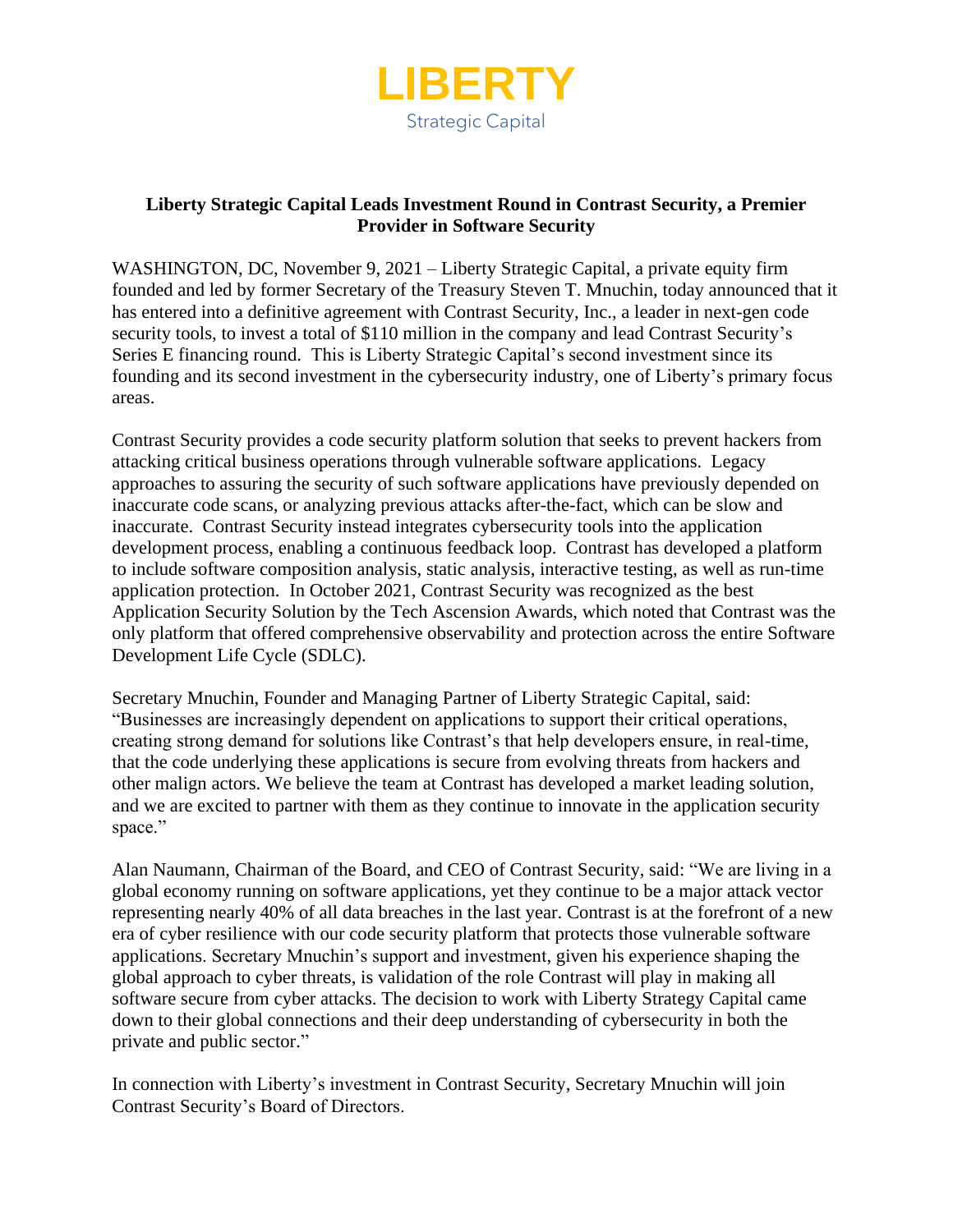**LIBERTY**
Strategic Capital

## Liberty Strategic Capital Leads Investment Round in Contrast Security, a Premier Provider in Software Security

WASHINGTON, DC, November 9, 2021 – Liberty Strategic Capital, a private equity firm founded and led by former Secretary of the Treasury Steven T. Mnuchin, today announced that it has entered into a definitive agreement with Contrast Security, Inc., a leader in next-gen code security tools, to invest a total of $110 million in the company and lead Contrast Security's Series E financing round. This is Liberty Strategic Capital's second investment since its founding and its second investment in the cybersecurity industry, one of Liberty's primary focus areas.

Contrast Security provides a code security platform solution that seeks to prevent hackers from attacking critical business operations through vulnerable software applications. Legacy approaches to assuring the security of such software applications have previously depended on inaccurate code scans, or analyzing previous attacks after-the-fact, which can be slow and inaccurate. Contrast Security instead integrates cybersecurity tools into the application development process, enabling a continuous feedback loop. Contrast has developed a platform to include software composition analysis, static analysis, interactive testing, as well as run-time application protection. In October 2021, Contrast Security was recognized as the best Application Security Solution by the Tech Ascension Awards, which noted that Contrast was the only platform that offered comprehensive observability and protection across the entire Software Development Life Cycle (SDLC).

Secretary Mnuchin, Founder and Managing Partner of Liberty Strategic Capital, said: "Businesses are increasingly dependent on applications to support their critical operations, creating strong demand for solutions like Contrast's that help developers ensure, in real-time, that the code underlying these applications is secure from evolving threats from hackers and other malign actors. We believe the team at Contrast has developed a market leading solution, and we are excited to partner with them as they continue to innovate in the application security space."

Alan Naumann, Chairman of the Board, and CEO of Contrast Security, said: "We are living in a global economy running on software applications, yet they continue to be a major attack vector representing nearly 40% of all data breaches in the last year. Contrast is at the forefront of a new era of cyber resilience with our code security platform that protects those vulnerable software applications. Secretary Mnuchin's support and investment, given his experience shaping the global approach to cyber threats, is validation of the role Contrast will play in making all software secure from cyber attacks. The decision to work with Liberty Strategy Capital came down to their global connections and their deep understanding of cybersecurity in both the private and public sector."

In connection with Liberty's investment in Contrast Security, Secretary Mnuchin will join Contrast Security's Board of Directors.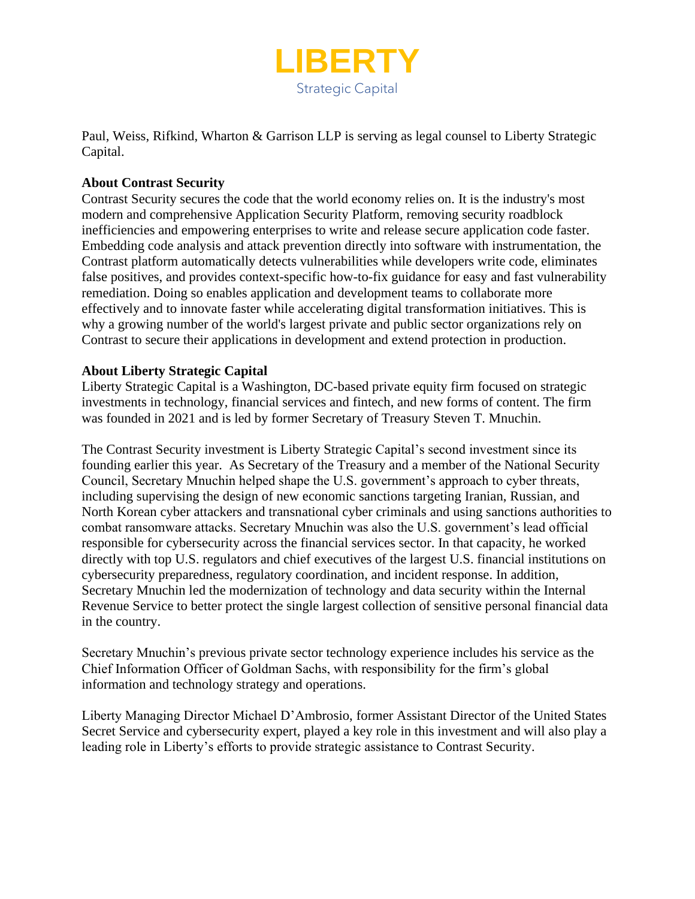# LIBERTY

Strategic Capital

Paul, Weiss, Rifkind, Wharton & Garrison LLP is serving as legal counsel to Liberty Strategic Capital.

**About Contrast Security**

Contrast Security secures the code that the world economy relies on. It is the industry's most modern and comprehensive Application Security Platform, removing security roadblock inefficiencies and empowering enterprises to write and release secure application code faster. Embedding code analysis and attack prevention directly into software with instrumentation, the Contrast platform automatically detects vulnerabilities while developers write code, eliminates false positives, and provides context-specific how-to-fix guidance for easy and fast vulnerability remediation. Doing so enables application and development teams to collaborate more effectively and to innovate faster while accelerating digital transformation initiatives. This is why a growing number of the world's largest private and public sector organizations rely on Contrast to secure their applications in development and extend protection in production.

**About Liberty Strategic Capital**

Liberty Strategic Capital is a Washington, DC-based private equity firm focused on strategic investments in technology, financial services and fintech, and new forms of content. The firm was founded in 2021 and is led by former Secretary of Treasury Steven T. Mnuchin.

The Contrast Security investment is Liberty Strategic Capital's second investment since its founding earlier this year. As Secretary of the Treasury and a member of the National Security Council, Secretary Mnuchin helped shape the U.S. government's approach to cyber threats, including supervising the design of new economic sanctions targeting Iranian, Russian, and North Korean cyber attackers and transnational cyber criminals and using sanctions authorities to combat ransomware attacks. Secretary Mnuchin was also the U.S. government's lead official responsible for cybersecurity across the financial services sector. In that capacity, he worked directly with top U.S. regulators and chief executives of the largest U.S. financial institutions on cybersecurity preparedness, regulatory coordination, and incident response. In addition, Secretary Mnuchin led the modernization of technology and data security within the Internal Revenue Service to better protect the single largest collection of sensitive personal financial data in the country.

Secretary Mnuchin's previous private sector technology experience includes his service as the Chief Information Officer of Goldman Sachs, with responsibility for the firm's global information and technology strategy and operations.

Liberty Managing Director Michael D'Ambrosio, former Assistant Director of the United States Secret Service and cybersecurity expert, played a key role in this investment and will also play a leading role in Liberty's efforts to provide strategic assistance to Contrast Security.